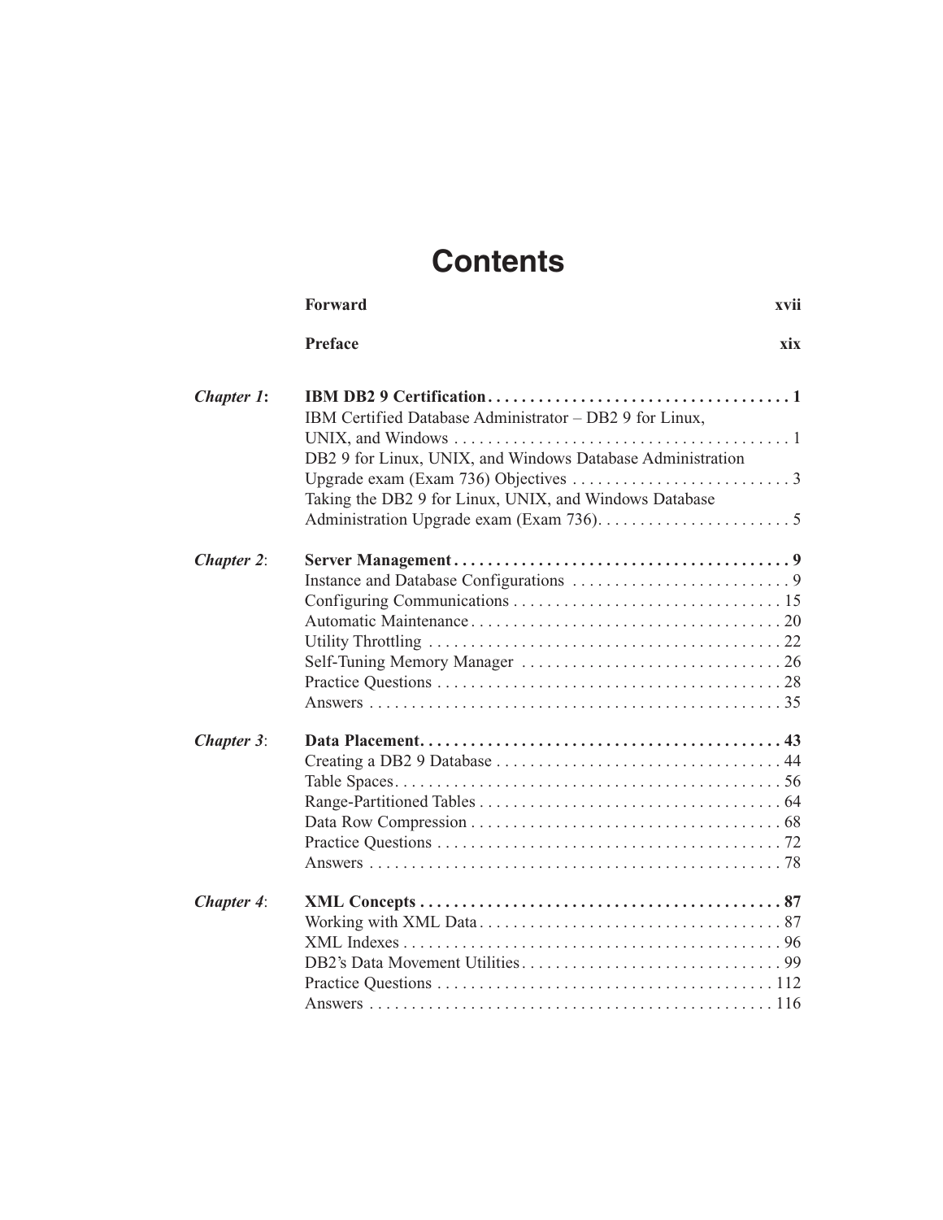# Contents

**Forward** xvii

**Preface** xix

***Chapter 1*: IBM DB2 9 Certification** . . . . . . . . . . . . . . . . . . . . . . . . . . . . . . . . . . . . 1

IBM Certified Database Administrator – DB2 9 for Linux, UNIX, and Windows . . . . . . . . . . . . . . . . . . . . . . . . . . . . . . . . . . . . . . . 1

DB2 9 for Linux, UNIX, and Windows Database Administration Upgrade exam (Exam 736) Objectives . . . . . . . . . . . . . . . . . . . . . . . . . . 3

Taking the DB2 9 for Linux, UNIX, and Windows Database Administration Upgrade exam (Exam 736). . . . . . . . . . . . . . . . . . . . . . . 5

***Chapter 2*: Server Management** . . . . . . . . . . . . . . . . . . . . . . . . . . . . . . . . . . . . . . . 9

Instance and Database Configurations . . . . . . . . . . . . . . . . . . . . . . . . . . 9

Configuring Communications . . . . . . . . . . . . . . . . . . . . . . . . . . . . . . . 15

Automatic Maintenance . . . . . . . . . . . . . . . . . . . . . . . . . . . . . . . . . . . . 20

Utility Throttling . . . . . . . . . . . . . . . . . . . . . . . . . . . . . . . . . . . . . . . . . 22

Self-Tuning Memory Manager . . . . . . . . . . . . . . . . . . . . . . . . . . . . . . . 26

Practice Questions . . . . . . . . . . . . . . . . . . . . . . . . . . . . . . . . . . . . . . . . 28

Answers . . . . . . . . . . . . . . . . . . . . . . . . . . . . . . . . . . . . . . . . . . . . . . . . 35

***Chapter 3*: Data Placement** . . . . . . . . . . . . . . . . . . . . . . . . . . . . . . . . . . . . . . . . . . 43

Creating a DB2 9 Database . . . . . . . . . . . . . . . . . . . . . . . . . . . . . . . . . . 44

Table Spaces. . . . . . . . . . . . . . . . . . . . . . . . . . . . . . . . . . . . . . . . . . . . . 56

Range-Partitioned Tables . . . . . . . . . . . . . . . . . . . . . . . . . . . . . . . . . . . . 64

Data Row Compression . . . . . . . . . . . . . . . . . . . . . . . . . . . . . . . . . . . . . 68

Practice Questions . . . . . . . . . . . . . . . . . . . . . . . . . . . . . . . . . . . . . . . . 72

Answers . . . . . . . . . . . . . . . . . . . . . . . . . . . . . . . . . . . . . . . . . . . . . . . . 78

***Chapter 4*: XML Concepts** . . . . . . . . . . . . . . . . . . . . . . . . . . . . . . . . . . . . . . . . . . 87

Working with XML Data . . . . . . . . . . . . . . . . . . . . . . . . . . . . . . . . . . . . 87

XML Indexes . . . . . . . . . . . . . . . . . . . . . . . . . . . . . . . . . . . . . . . . . . . . 96

DB2's Data Movement Utilities . . . . . . . . . . . . . . . . . . . . . . . . . . . . . . . 99

Practice Questions . . . . . . . . . . . . . . . . . . . . . . . . . . . . . . . . . . . . . . . 112

Answers . . . . . . . . . . . . . . . . . . . . . . . . . . . . . . . . . . . . . . . . . . . . . . . 116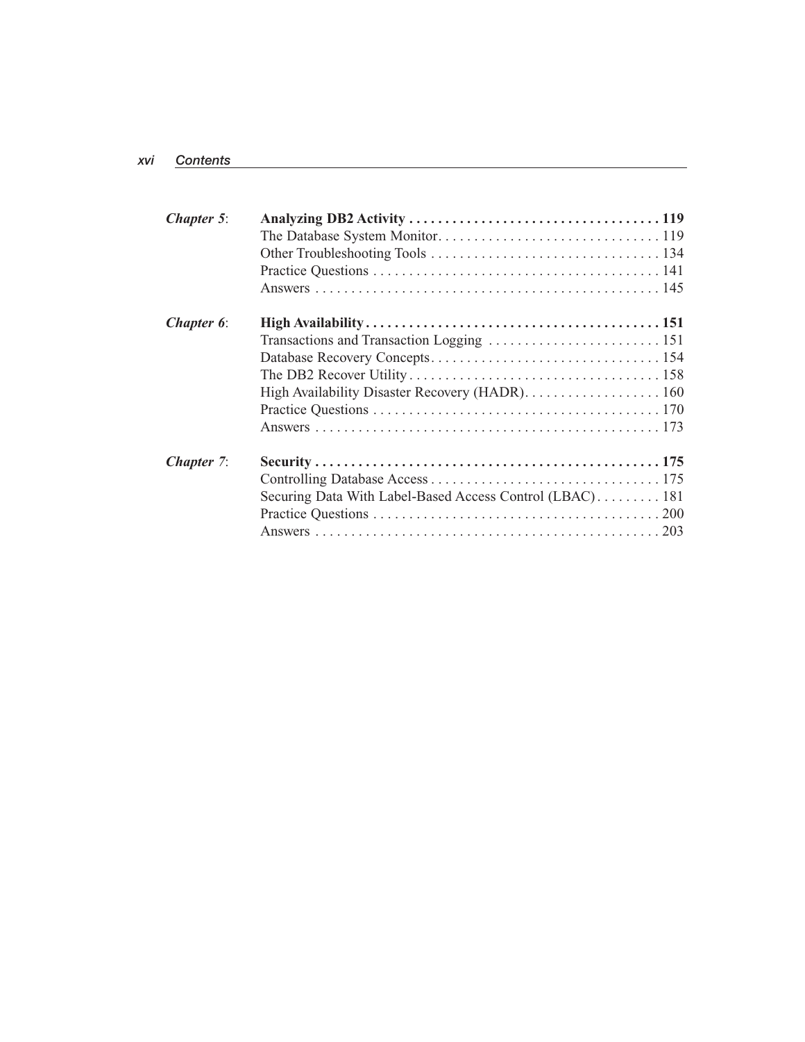| | | |
|---|---|---|
| ***Chapter 5*:** | **Analyzing DB2 Activity** | **119** |
| | The Database System Monitor | 119 |
| | Other Troubleshooting Tools | 134 |
| | Practice Questions | 141 |
| | Answers | 145 |
| ***Chapter 6*:** | **High Availability** | **151** |
| | Transactions and Transaction Logging | 151 |
| | Database Recovery Concepts | 154 |
| | The DB2 Recover Utility | 158 |
| | High Availability Disaster Recovery (HADR) | 160 |
| | Practice Questions | 170 |
| | Answers | 173 |
| ***Chapter 7*:** | **Security** | **175** |
| | Controlling Database Access | 175 |
| | Securing Data With Label-Based Access Control (LBAC) | 181 |
| | Practice Questions | 200 |
| | Answers | 203 |